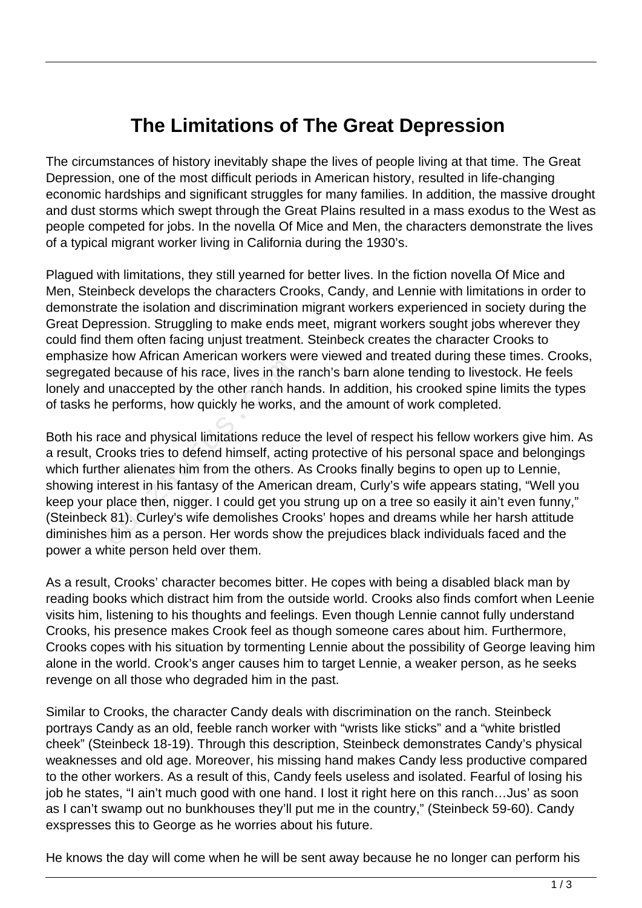# The Limitations of The Great Depression

The circumstances of history inevitably shape the lives of people living at that time. The Great Depression, one of the most difficult periods in American history, resulted in life-changing economic hardships and significant struggles for many families. In addition, the massive drought and dust storms which swept through the Great Plains resulted in a mass exodus to the West as people competed for jobs. In the novella Of Mice and Men, the characters demonstrate the lives of a typical migrant worker living in California during the 1930's.

Plagued with limitations, they still yearned for better lives. In the fiction novella Of Mice and Men, Steinbeck develops the characters Crooks, Candy, and Lennie with limitations in order to demonstrate the isolation and discrimination migrant workers experienced in society during the Great Depression. Struggling to make ends meet, migrant workers sought jobs wherever they could find them often facing unjust treatment. Steinbeck creates the character Crooks to emphasize how African American workers were viewed and treated during these times. Crooks, segregated because of his race, lives in the ranch's barn alone tending to livestock. He feels lonely and unaccepted by the other ranch hands. In addition, his crooked spine limits the types of tasks he performs, how quickly he works, and the amount of work completed.

Both his race and physical limitations reduce the level of respect his fellow workers give him. As a result, Crooks tries to defend himself, acting protective of his personal space and belongings which further alienates him from the others. As Crooks finally begins to open up to Lennie, showing interest in his fantasy of the American dream, Curly's wife appears stating, "Well you keep your place then, nigger. I could get you strung up on a tree so easily it ain't even funny," (Steinbeck 81). Curley's wife demolishes Crooks' hopes and dreams while her harsh attitude diminishes him as a person. Her words show the prejudices black individuals faced and the power a white person held over them.

As a result, Crooks' character becomes bitter. He copes with being a disabled black man by reading books which distract him from the outside world. Crooks also finds comfort when Leenie visits him, listening to his thoughts and feelings. Even though Lennie cannot fully understand Crooks, his presence makes Crook feel as though someone cares about him. Furthermore, Crooks copes with his situation by tormenting Lennie about the possibility of George leaving him alone in the world. Crook's anger causes him to target Lennie, a weaker person, as he seeks revenge on all those who degraded him in the past.

Similar to Crooks, the character Candy deals with discrimination on the ranch. Steinbeck portrays Candy as an old, feeble ranch worker with "wrists like sticks" and a "white bristled cheek" (Steinbeck 18-19). Through this description, Steinbeck demonstrates Candy's physical weaknesses and old age. Moreover, his missing hand makes Candy less productive compared to the other workers. As a result of this, Candy feels useless and isolated. Fearful of losing his job he states, "I ain't much good with one hand. I lost it right here on this ranch…Jus' as soon as I can't swamp out no bunkhouses they'll put me in the country," (Steinbeck 59-60). Candy exspresses this to George as he worries about his future.

He knows the day will come when he will be sent away because he no longer can perform his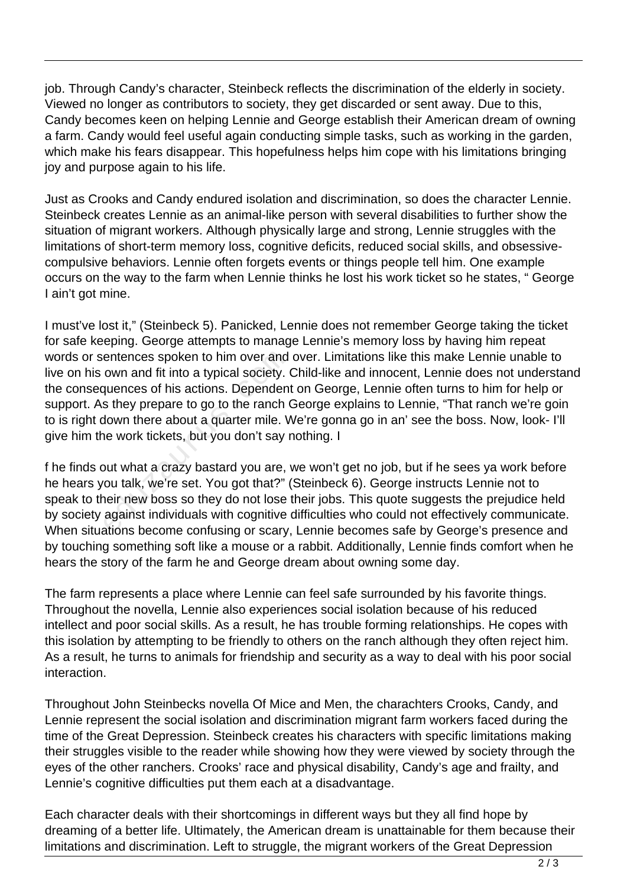job. Through Candy's character, Steinbeck reflects the discrimination of the elderly in society. Viewed no longer as contributors to society, they get discarded or sent away. Due to this, Candy becomes keen on helping Lennie and George establish their American dream of owning a farm. Candy would feel useful again conducting simple tasks, such as working in the garden, which make his fears disappear. This hopefulness helps him cope with his limitations bringing joy and purpose again to his life.

Just as Crooks and Candy endured isolation and discrimination, so does the character Lennie. Steinbeck creates Lennie as an animal-like person with several disabilities to further show the situation of migrant workers. Although physically large and strong, Lennie struggles with the limitations of short-term memory loss, cognitive deficits, reduced social skills, and obsessive-compulsive behaviors. Lennie often forgets events or things people tell him. One example occurs on the way to the farm when Lennie thinks he lost his work ticket so he states, " George I ain't got mine.

I must've lost it," (Steinbeck 5). Panicked, Lennie does not remember George taking the ticket for safe keeping. George attempts to manage Lennie's memory loss by having him repeat words or sentences spoken to him over and over. Limitations like this make Lennie unable to live on his own and fit into a typical society. Child-like and innocent, Lennie does not understand the consequences of his actions. Dependent on George, Lennie often turns to him for help or support. As they prepare to go to the ranch George explains to Lennie, "That ranch we're goin to is right down there about a quarter mile. We're gonna go in an' see the boss. Now, look- I'll give him the work tickets, but you don't say nothing. I

f he finds out what a crazy bastard you are, we won't get no job, but if he sees ya work before he hears you talk, we're set. You got that?" (Steinbeck 6). George instructs Lennie not to speak to their new boss so they do not lose their jobs. This quote suggests the prejudice held by society against individuals with cognitive difficulties who could not effectively communicate. When situations become confusing or scary, Lennie becomes safe by George's presence and by touching something soft like a mouse or a rabbit. Additionally, Lennie finds comfort when he hears the story of the farm he and George dream about owning some day.

The farm represents a place where Lennie can feel safe surrounded by his favorite things. Throughout the novella, Lennie also experiences social isolation because of his reduced intellect and poor social skills. As a result, he has trouble forming relationships. He copes with this isolation by attempting to be friendly to others on the ranch although they often reject him. As a result, he turns to animals for friendship and security as a way to deal with his poor social interaction.

Throughout John Steinbecks novella Of Mice and Men, the charachters Crooks, Candy, and Lennie represent the social isolation and discrimination migrant farm workers faced during the time of the Great Depression. Steinbeck creates his characters with specific limitations making their struggles visible to the reader while showing how they were viewed by society through the eyes of the other ranchers. Crooks' race and physical disability, Candy's age and frailty, and Lennie's cognitive difficulties put them each at a disadvantage.

Each character deals with their shortcomings in different ways but they all find hope by dreaming of a better life. Ultimately, the American dream is unattainable for them because their limitations and discrimination. Left to struggle, the migrant workers of the Great Depression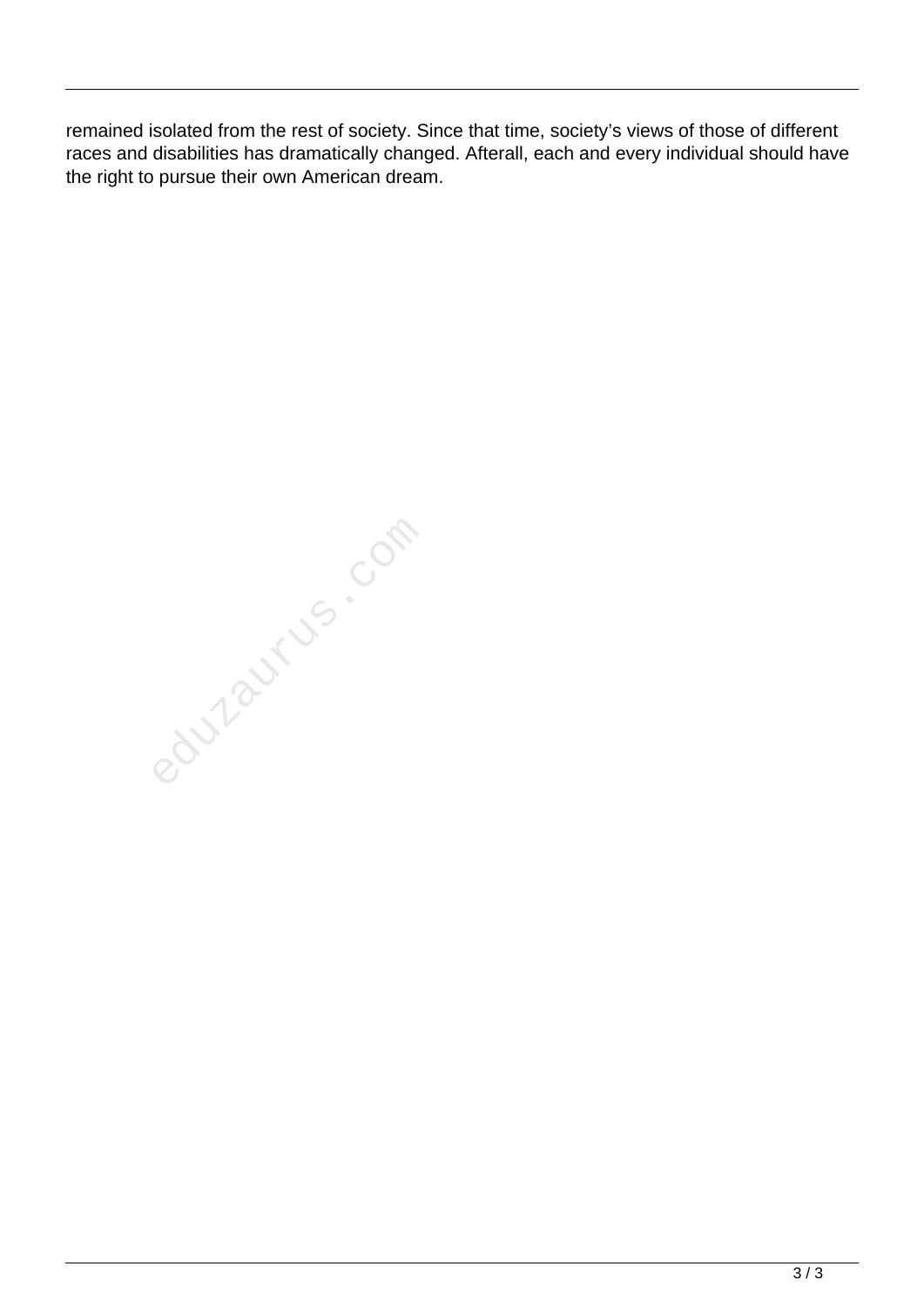remained isolated from the rest of society. Since that time, society's views of those of different races and disabilities has dramatically changed. Afterall, each and every individual should have the right to pursue their own American dream.